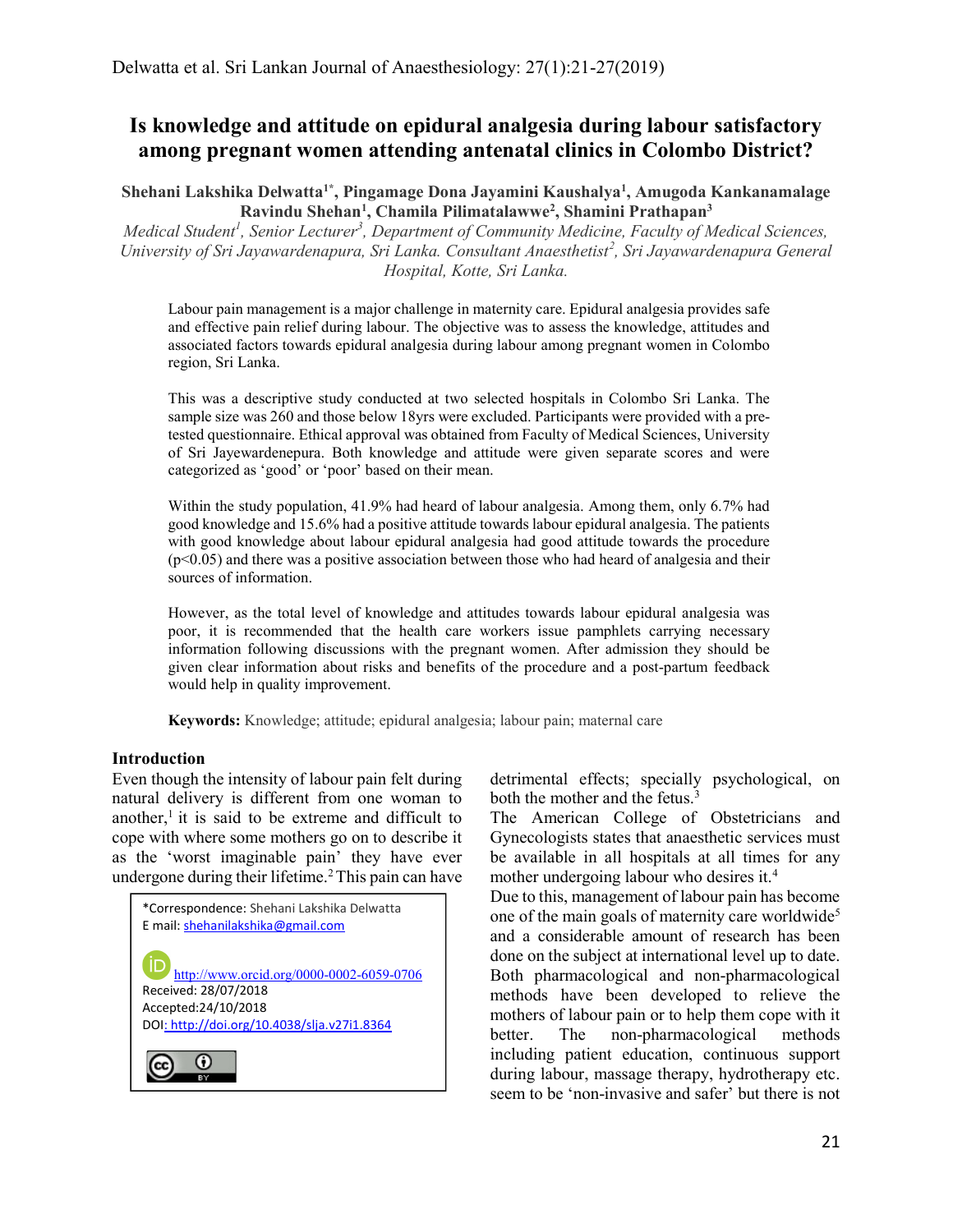# Is knowledge and attitude on epidural analgesia during labour satisfactory among pregnant women attending antenatal clinics in Colombo District?

**Shehani Lakshika Delwatta[1*], Pingamage Dona Jayamini Kaushalya[1], Amugoda Kankanamalage Ravindu Shehan[1], Chamila Pilimatalawwe[2], Shamini Prathapan[3]**

*Medical Student[1], Senior Lecturer[3], Department of Community Medicine, Faculty of Medical Sciences, University of Sri Jayawardenapura, Sri Lanka. Consultant Anaesthetist[2], Sri Jayawardenapura General Hospital, Kotte, Sri Lanka.*

Labour pain management is a major challenge in maternity care. Epidural analgesia provides safe and effective pain relief during labour. The objective was to assess the knowledge, attitudes and associated factors towards epidural analgesia during labour among pregnant women in Colombo region, Sri Lanka.

This was a descriptive study conducted at two selected hospitals in Colombo Sri Lanka. The sample size was 260 and those below 18yrs were excluded. Participants were provided with a pre-tested questionnaire. Ethical approval was obtained from Faculty of Medical Sciences, University of Sri Jayewardenepura. Both knowledge and attitude were given separate scores and were categorized as 'good' or 'poor' based on their mean.

Within the study population, 41.9% had heard of labour analgesia. Among them, only 6.7% had good knowledge and 15.6% had a positive attitude towards labour epidural analgesia. The patients with good knowledge about labour epidural analgesia had good attitude towards the procedure ($p<0.05$) and there was a positive association between those who had heard of analgesia and their sources of information.

However, as the total level of knowledge and attitudes towards labour epidural analgesia was poor, it is recommended that the health care workers issue pamphlets carrying necessary information following discussions with the pregnant women. After admission they should be given clear information about risks and benefits of the procedure and a post-partum feedback would help in quality improvement.

**Keywords:** Knowledge; attitude; epidural analgesia; labour pain; maternal care

*Correspondence: Shehani Lakshika Delwatta
E mail: shehanilakshika@gmail.com
http://www.orcid.org/0000-0002-6059-0706
Received: 28/07/2018
Accepted:24/10/2018
DOI: http://doi.org/10.4038/slja.v27i1.8364

## Introduction

Even though the intensity of labour pain felt during natural delivery is different from one woman to another,[1] it is said to be extreme and difficult to cope with where some mothers go on to describe it as the 'worst imaginable pain' they have ever undergone during their lifetime.[2] This pain can have detrimental effects; specially psychological, on both the mother and the fetus.[3]

The American College of Obstetricians and Gynecologists states that anaesthetic services must be available in all hospitals at all times for any mother undergoing labour who desires it.[4]

Due to this, management of labour pain has become one of the main goals of maternity care worldwide[5] and a considerable amount of research has been done on the subject at international level up to date. Both pharmacological and non-pharmacological methods have been developed to relieve the mothers of labour pain or to help them cope with it better. The non-pharmacological methods including patient education, continuous support during labour, massage therapy, hydrotherapy etc. seem to be 'non-invasive and safer' but there is not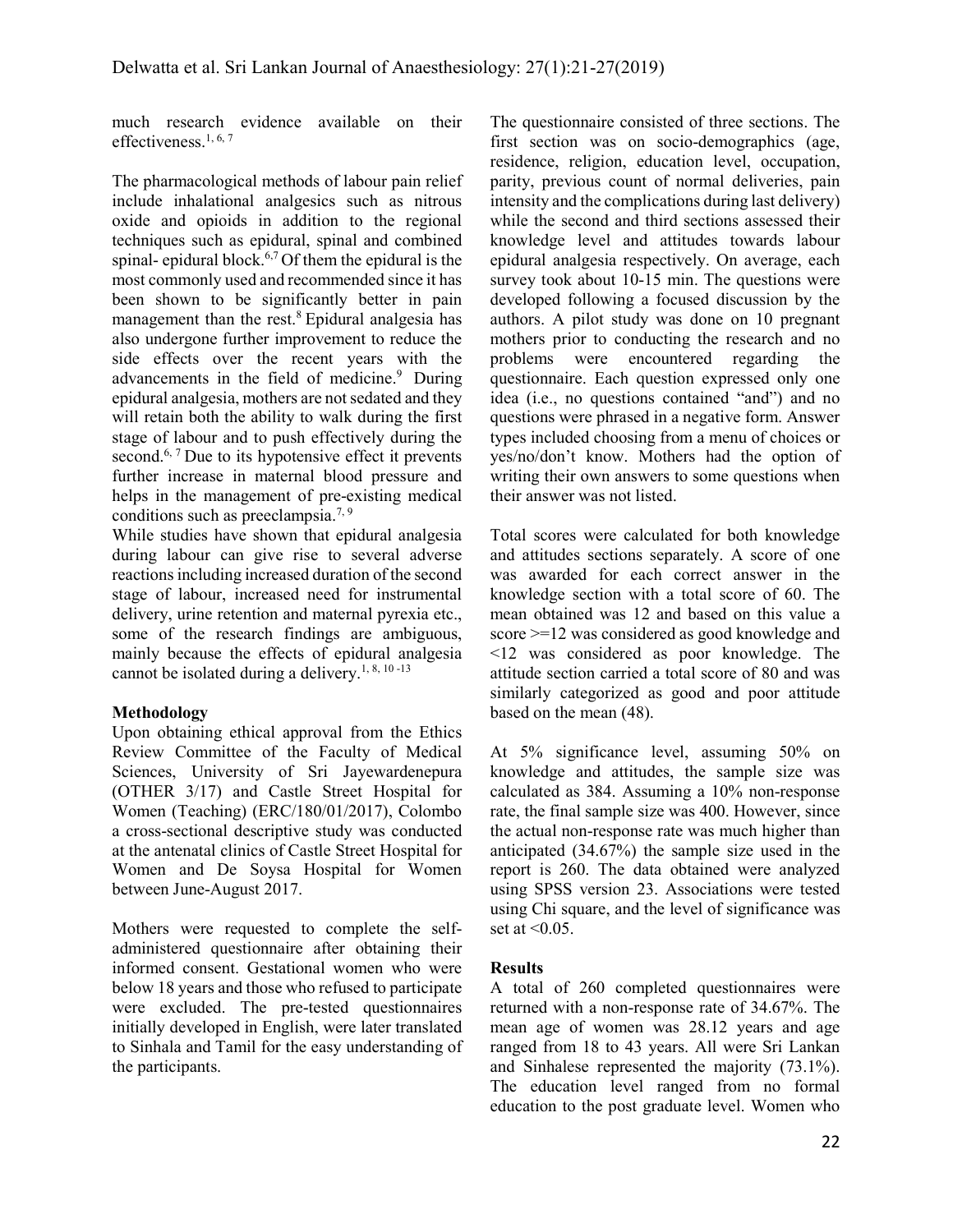much research evidence available on their effectiveness.[1, 6, 7]

The pharmacological methods of labour pain relief include inhalational analgesics such as nitrous oxide and opioids in addition to the regional techniques such as epidural, spinal and combined spinal- epidural block.[6,7] Of them the epidural is the most commonly used and recommended since it has been shown to be significantly better in pain management than the rest.[8] Epidural analgesia has also undergone further improvement to reduce the side effects over the recent years with the advancements in the field of medicine.[9] During epidural analgesia, mothers are not sedated and they will retain both the ability to walk during the first stage of labour and to push effectively during the second.[6, 7] Due to its hypotensive effect it prevents further increase in maternal blood pressure and helps in the management of pre-existing medical conditions such as preeclampsia.[7, 9]

While studies have shown that epidural analgesia during labour can give rise to several adverse reactions including increased duration of the second stage of labour, increased need for instrumental delivery, urine retention and maternal pyrexia etc., some of the research findings are ambiguous, mainly because the effects of epidural analgesia cannot be isolated during a delivery.[1, 8, 10 -13]

## Methodology

Upon obtaining ethical approval from the Ethics Review Committee of the Faculty of Medical Sciences, University of Sri Jayewardenepura (OTHER 3/17) and Castle Street Hospital for Women (Teaching) (ERC/180/01/2017), Colombo a cross-sectional descriptive study was conducted at the antenatal clinics of Castle Street Hospital for Women and De Soysa Hospital for Women between June-August 2017.

Mothers were requested to complete the self-administered questionnaire after obtaining their informed consent. Gestational women who were below 18 years and those who refused to participate were excluded. The pre-tested questionnaires initially developed in English, were later translated to Sinhala and Tamil for the easy understanding of the participants.

The questionnaire consisted of three sections. The first section was on socio-demographics (age, residence, religion, education level, occupation, parity, previous count of normal deliveries, pain intensity and the complications during last delivery) while the second and third sections assessed their knowledge level and attitudes towards labour epidural analgesia respectively. On average, each survey took about 10-15 min. The questions were developed following a focused discussion by the authors. A pilot study was done on 10 pregnant mothers prior to conducting the research and no problems were encountered regarding the questionnaire. Each question expressed only one idea (i.e., no questions contained "and") and no questions were phrased in a negative form. Answer types included choosing from a menu of choices or yes/no/don't know. Mothers had the option of writing their own answers to some questions when their answer was not listed.

Total scores were calculated for both knowledge and attitudes sections separately. A score of one was awarded for each correct answer in the knowledge section with a total score of 60. The mean obtained was 12 and based on this value a score >=12 was considered as good knowledge and <12 was considered as poor knowledge. The attitude section carried a total score of 80 and was similarly categorized as good and poor attitude based on the mean (48).

At 5% significance level, assuming 50% on knowledge and attitudes, the sample size was calculated as 384. Assuming a 10% non-response rate, the final sample size was 400. However, since the actual non-response rate was much higher than anticipated (34.67%) the sample size used in the report is 260. The data obtained were analyzed using SPSS version 23. Associations were tested using Chi square, and the level of significance was set at <0.05.

## Results

A total of 260 completed questionnaires were returned with a non-response rate of 34.67%. The mean age of women was 28.12 years and age ranged from 18 to 43 years. All were Sri Lankan and Sinhalese represented the majority (73.1%). The education level ranged from no formal education to the post graduate level. Women who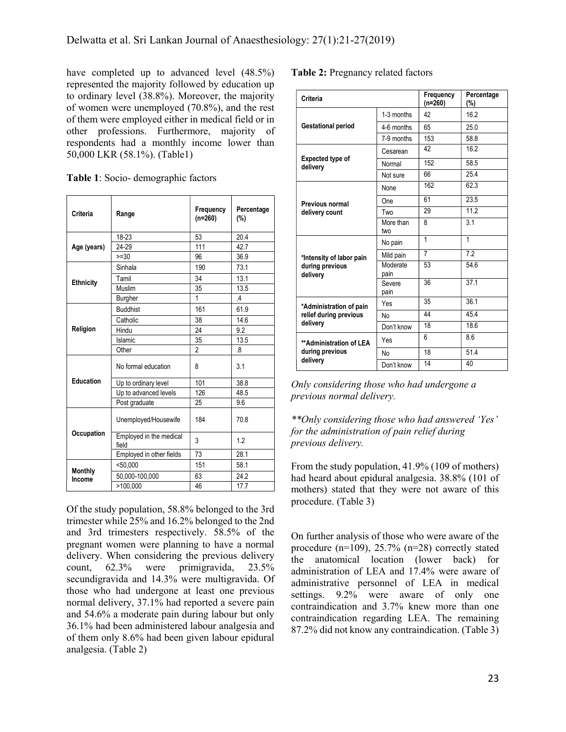have completed up to advanced level (48.5%) represented the majority followed by education up to ordinary level (38.8%). Moreover, the majority of women were unemployed (70.8%), and the rest of them were employed either in medical field or in other professions. Furthermore, majority of respondents had a monthly income lower than 50,000 LKR (58.1%). (Table1)

**Table 1**: Socio- demographic factors

| Criteria | Range | Frequency (n=260) | Percentage (%) |
|---|---|---|---|
| Age (years) | 18-23 | 53 | 20.4 |
| | 24-29 | 111 | 42.7 |
| | >=30 | 96 | 36.9 |
| Ethnicity | Sinhala | 190 | 73.1 |
| | Tamil | 34 | 13.1 |
| | Muslim | 35 | 13.5 |
| | Burgher | 1 | .4 |
| Religion | Buddhist | 161 | 61.9 |
| | Catholic | 38 | 14.6 |
| | Hindu | 24 | 9.2 |
| | Islamic | 35 | 13.5 |
| | Other | 2 | .8 |
| Education | No formal education | 8 | 3.1 |
| | Up to ordinary level | 101 | 38.8 |
| | Up to advanced levels | 126 | 48.5 |
| | Post graduate | 25 | 9.6 |
| Occupation | Unemployed/Housewife | 184 | 70.8 |
| | Employed in the medical field | 3 | 1.2 |
| | Employed in other fields | 73 | 28.1 |
| Monthly Income | <50,000 | 151 | 58.1 |
| | 50,000-100,000 | 63 | 24.2 |
| | >100,000 | 46 | 17.7 |

Of the study population, 58.8% belonged to the 3rd trimester while 25% and 16.2% belonged to the 2nd and 3rd trimesters respectively. 58.5% of the pregnant women were planning to have a normal delivery. When considering the previous delivery count, 62.3% were primigravida, 23.5% secundigravida and 14.3% were multigravida. Of those who had undergone at least one previous normal delivery, 37.1% had reported a severe pain and 54.6% a moderate pain during labour but only 36.1% had been administered labour analgesia and of them only 8.6% had been given labour epidural analgesia. (Table 2)

**Table 2:** Pregnancy related factors

| Criteria | | Frequency (n=260) | Percentage (%) |
|---|---|---|---|
| Gestational period | 1-3 months | 42 | 16.2 |
| | 4-6 months | 65 | 25.0 |
| | 7-9 months | 153 | 58.8 |
| Expected type of delivery | Cesarean | 42 | 16.2 |
| | Normal | 152 | 58.5 |
| | Not sure | 66 | 25.4 |
| Previous normal delivery count | None | 162 | 62.3 |
| | One | 61 | 23.5 |
| | Two | 29 | 11.2 |
| | More than two | 8 | 3.1 |
| *Intensity of labor pain during previous delivery | No pain | 1 | 1 |
| | Mild pain | 7 | 7.2 |
| | Moderate pain | 53 | 54.6 |
| | Severe pain | 36 | 37.1 |
| *Administration of pain relief during previous delivery | Yes | 35 | 36.1 |
| | No | 44 | 45.4 |
| | Don't know | 18 | 18.6 |
| **Administration of LEA during previous delivery | Yes | 6 | 8.6 |
| | No | 18 | 51.4 |
| | Don't know | 14 | 40 |

*Only considering those who had undergone a previous normal delivery.*

*\*\*Only considering those who had answered 'Yes' for the administration of pain relief during previous delivery.*

From the study population, 41.9% (109 of mothers) had heard about epidural analgesia. 38.8% (101 of mothers) stated that they were not aware of this procedure. (Table 3)

On further analysis of those who were aware of the procedure (n=109), 25.7% (n=28) correctly stated the anatomical location (lower back) for administration of LEA and 17.4% were aware of administrative personnel of LEA in medical settings. 9.2% were aware of only one contraindication and 3.7% knew more than one contraindication regarding LEA. The remaining 87.2% did not know any contraindication. (Table 3)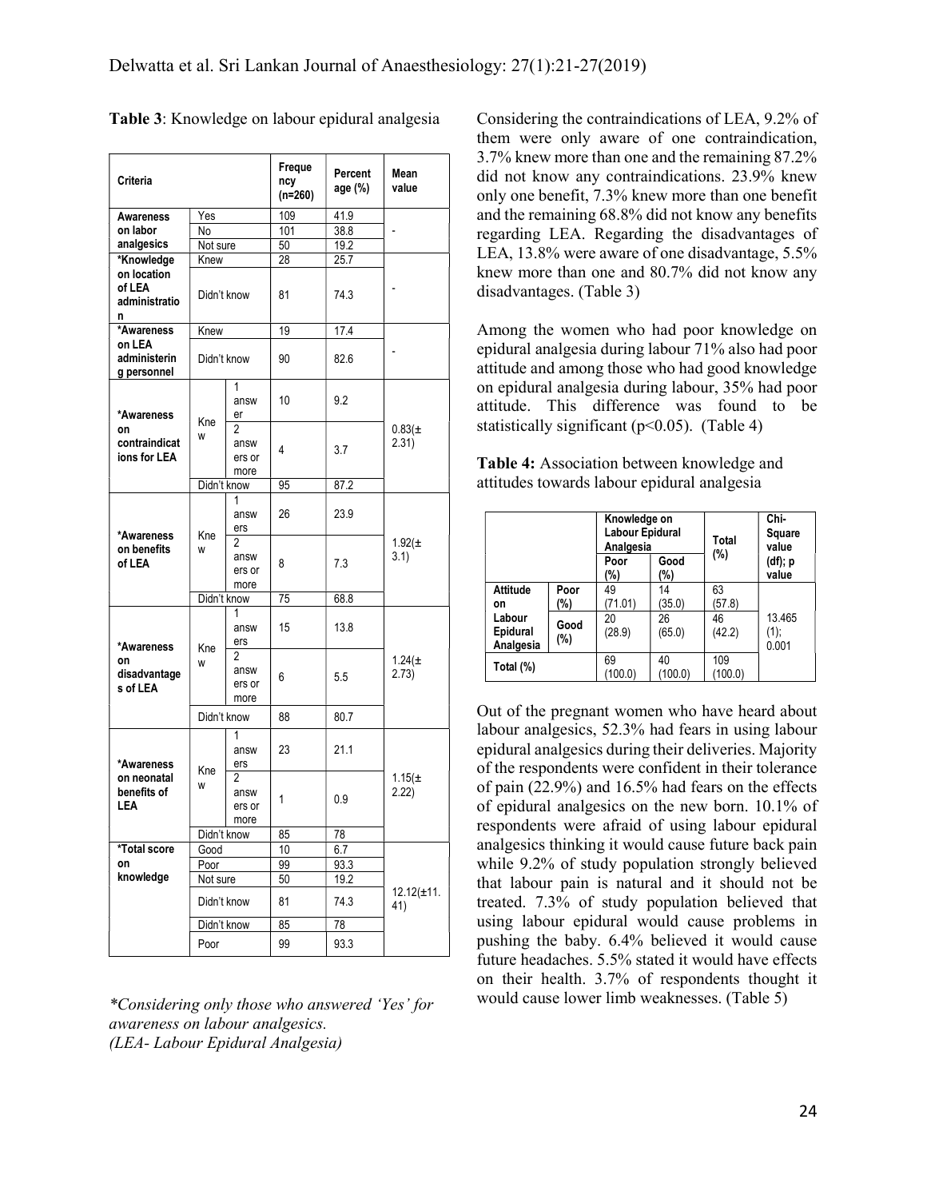**Table 3**: Knowledge on labour epidural analgesia

| Criteria | | | Frequency (n=260) | Percentage (%) | Mean value |
|---|---|---|---|---|---|
| Awareness on labor analgesics | Yes | | 109 | 41.9 | - |
| | No | | 101 | 38.8 | |
| | Not sure | | 50 | 19.2 | |
| *Knowledge on location of LEA administration | Knew | | 28 | 25.7 | - |
| | Didn't know | | 81 | 74.3 | |
| *Awareness on LEA administering personnel | Knew | | 19 | 17.4 | - |
| | Didn't know | | 90 | 82.6 | |
| *Awareness on contraindications for LEA | Knew | 1 answer | 10 | 9.2 | 0.83(± 2.31) |
| | | 2 answers or more | 4 | 3.7 | |
| | Didn't know | | 95 | 87.2 | |
| *Awareness on benefits of LEA | Knew | 1 answers | 26 | 23.9 | 1.92(± 3.1) |
| | | 2 answers or more | 8 | 7.3 | |
| | Didn't know | | 75 | 68.8 | |
| *Awareness on disadvantages of LEA | Knew | 1 answers | 15 | 13.8 | 1.24(± 2.73) |
| | | 2 answers or more | 6 | 5.5 | |
| | Didn't know | | 88 | 80.7 | |
| *Awareness on neonatal benefits of LEA | Knew | 1 answers | 23 | 21.1 | 1.15(± 2.22) |
| | | 2 answers or more | 1 | 0.9 | |
| | Didn't know | | 85 | 78 | |
| *Total score on knowledge | Good | | 10 | 6.7 | 12.12(±11.41) |
| | Poor | | 99 | 93.3 | |
| | Not sure | | 50 | 19.2 | |
| | Didn't know | | 81 | 74.3 | |
| | Didn't know | | 85 | 78 | |
| | Poor | | 99 | 93.3 | |

*Considering only those who answered 'Yes' for awareness on labour analgesics.*
*(LEA- Labour Epidural Analgesia)*

Considering the contraindications of LEA, 9.2% of them were only aware of one contraindication, 3.7% knew more than one and the remaining 87.2% did not know any contraindications. 23.9% knew only one benefit, 7.3% knew more than one benefit and the remaining 68.8% did not know any benefits regarding LEA. Regarding the disadvantages of LEA, 13.8% were aware of one disadvantage, 5.5% knew more than one and 80.7% did not know any disadvantages. (Table 3)

Among the women who had poor knowledge on epidural analgesia during labour 71% also had poor attitude and among those who had good knowledge on epidural analgesia during labour, 35% had poor attitude. This difference was found to be statistically significant ($p<0.05$). (Table 4)

**Table 4:** Association between knowledge and attitudes towards labour epidural analgesia

| | | Knowledge on Labour Epidural Analgesia | | Total (%) | Chi-Square value (df); p value |
|---|---|---|---|---|---|
| | | Poor (%) | Good (%) | | |
| Attitude on Labour Epidural Analgesia | Poor (%) | 49 (71.01) | 14 (35.0) | 63 (57.8) | 13.465 (1); 0.001 |
| | Good (%) | 20 (28.9) | 26 (65.0) | 46 (42.2) | |
| Total (%) | | 69 (100.0) | 40 (100.0) | 109 (100.0) | |

Out of the pregnant women who have heard about labour analgesics, 52.3% had fears in using labour epidural analgesics during their deliveries. Majority of the respondents were confident in their tolerance of pain (22.9%) and 16.5% had fears on the effects of epidural analgesics on the new born. 10.1% of respondents were afraid of using labour epidural analgesics thinking it would cause future back pain while 9.2% of study population strongly believed that labour pain is natural and it should not be treated. 7.3% of study population believed that using labour epidural would cause problems in pushing the baby. 6.4% believed it would cause future headaches. 5.5% stated it would have effects on their health. 3.7% of respondents thought it would cause lower limb weaknesses. (Table 5)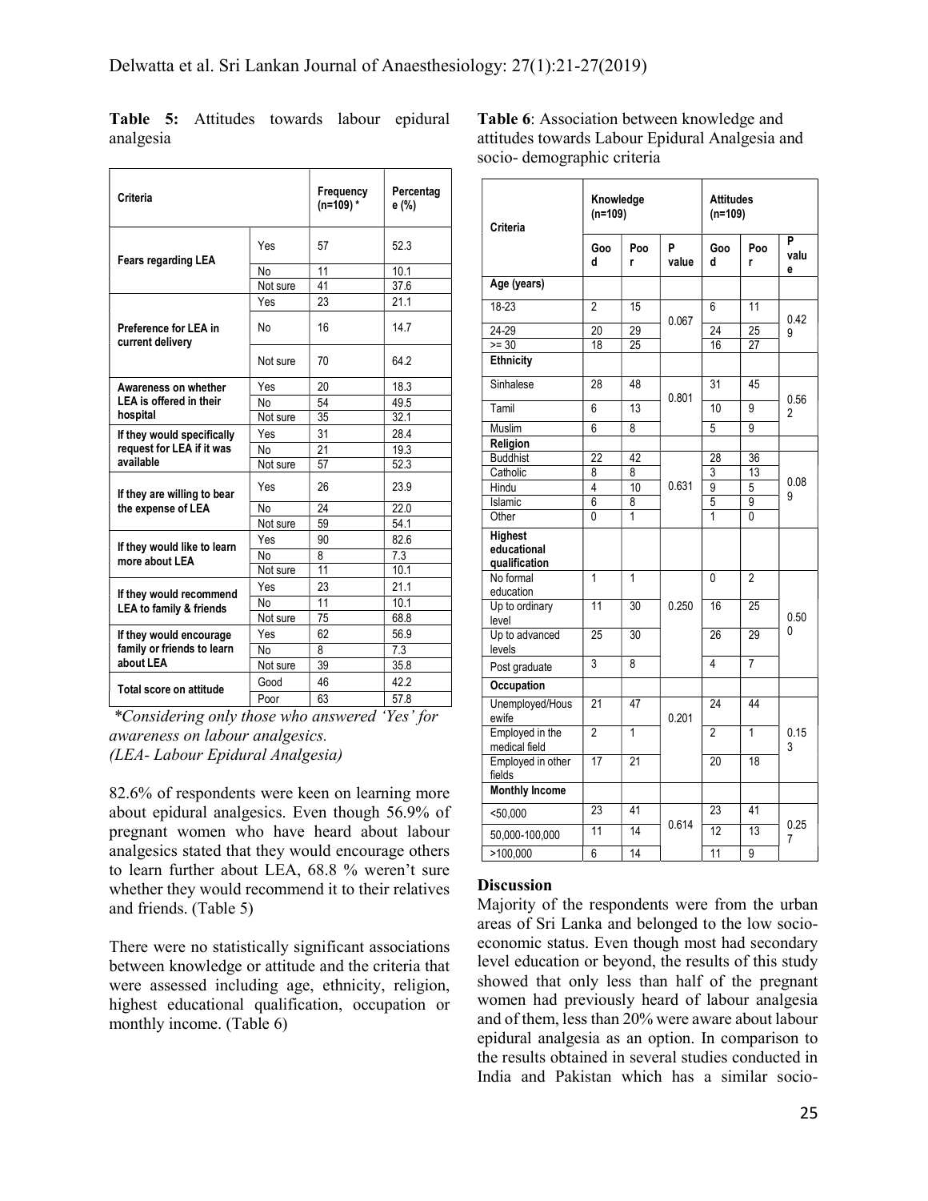**Table 5:** Attitudes towards labour epidural analgesia

| Criteria | | Frequency (n=109) * | Percentage (%) |
|---|---|---|---|
| Fears regarding LEA | Yes | 57 | 52.3 |
| | No | 11 | 10.1 |
| | Not sure | 41 | 37.6 |
| Preference for LEA in current delivery | Yes | 23 | 21.1 |
| | No | 16 | 14.7 |
| | Not sure | 70 | 64.2 |
| Awareness on whether LEA is offered in their hospital | Yes | 20 | 18.3 |
| | No | 54 | 49.5 |
| | Not sure | 35 | 32.1 |
| If they would specifically request for LEA if it was available | Yes | 31 | 28.4 |
| | No | 21 | 19.3 |
| | Not sure | 57 | 52.3 |
| If they are willing to bear the expense of LEA | Yes | 26 | 23.9 |
| | No | 24 | 22.0 |
| | Not sure | 59 | 54.1 |
| If they would like to learn more about LEA | Yes | 90 | 82.6 |
| | No | 8 | 7.3 |
| | Not sure | 11 | 10.1 |
| If they would recommend LEA to family & friends | Yes | 23 | 21.1 |
| | No | 11 | 10.1 |
| | Not sure | 75 | 68.8 |
| If they would encourage family or friends to learn about LEA | Yes | 62 | 56.9 |
| | No | 8 | 7.3 |
| | Not sure | 39 | 35.8 |
| Total score on attitude | Good | 46 | 42.2 |
| | Poor | 63 | 57.8 |

*\*Considering only those who answered 'Yes' for awareness on labour analgesics.*
*(LEA- Labour Epidural Analgesia)*

82.6% of respondents were keen on learning more about epidural analgesics. Even though 56.9% of pregnant women who have heard about labour analgesics stated that they would encourage others to learn further about LEA, 68.8 % weren't sure whether they would recommend it to their relatives and friends. (Table 5)

There were no statistically significant associations between knowledge or attitude and the criteria that were assessed including age, ethnicity, religion, highest educational qualification, occupation or monthly income. (Table 6)

**Table 6**: Association between knowledge and attitudes towards Labour Epidural Analgesia and socio- demographic criteria

| Criteria | Knowledge (n=109) | | | Attitudes (n=109) | | |
|---|---|---|---|---|---|---|
| | Good | Poor | P value | Good | Poor | P value |
| **Age (years)** | | | | | | |
| 18-23 | 2 | 15 | 0.067 | 6 | 11 | 0.429 |
| 24-29 | 20 | 29 | | 24 | 25 | |
| >= 30 | 18 | 25 | | 16 | 27 | |
| **Ethnicity** | | | | | | |
| Sinhalese | 28 | 48 | 0.801 | 31 | 45 | 0.562 |
| Tamil | 6 | 13 | | 10 | 9 | |
| Muslim | 6 | 8 | | 5 | 9 | |
| **Religion** | | | | | | |
| Buddhist | 22 | 42 | 0.631 | 28 | 36 | 0.089 |
| Catholic | 8 | 8 | | 3 | 13 | |
| Hindu | 4 | 10 | | 9 | 5 | |
| Islamic | 6 | 8 | | 5 | 9 | |
| Other | 0 | 1 | | 1 | 0 | |
| **Highest educational qualification** | | | | | | |
| No formal education | 1 | 1 | 0.250 | 0 | 2 | 0.500 |
| Up to ordinary level | 11 | 30 | | 16 | 25 | |
| Up to advanced levels | 25 | 30 | | 26 | 29 | |
| Post graduate | 3 | 8 | | 4 | 7 | |
| **Occupation** | | | | | | |
| Unemployed/Housewife | 21 | 47 | 0.201 | 24 | 44 | 0.153 |
| Employed in the medical field | 2 | 1 | | 2 | 1 | |
| Employed in other fields | 17 | 21 | | 20 | 18 | |
| **Monthly Income** | | | | | | |
| <50,000 | 23 | 41 | 0.614 | 23 | 41 | 0.257 |
| 50,000-100,000 | 11 | 14 | | 12 | 13 | |
| >100,000 | 6 | 14 | | 11 | 9 | |

## Discussion

Majority of the respondents were from the urban areas of Sri Lanka and belonged to the low socio-economic status. Even though most had secondary level education or beyond, the results of this study showed that only less than half of the pregnant women had previously heard of labour analgesia and of them, less than 20% were aware about labour epidural analgesia as an option. In comparison to the results obtained in several studies conducted in India and Pakistan which has a similar socio-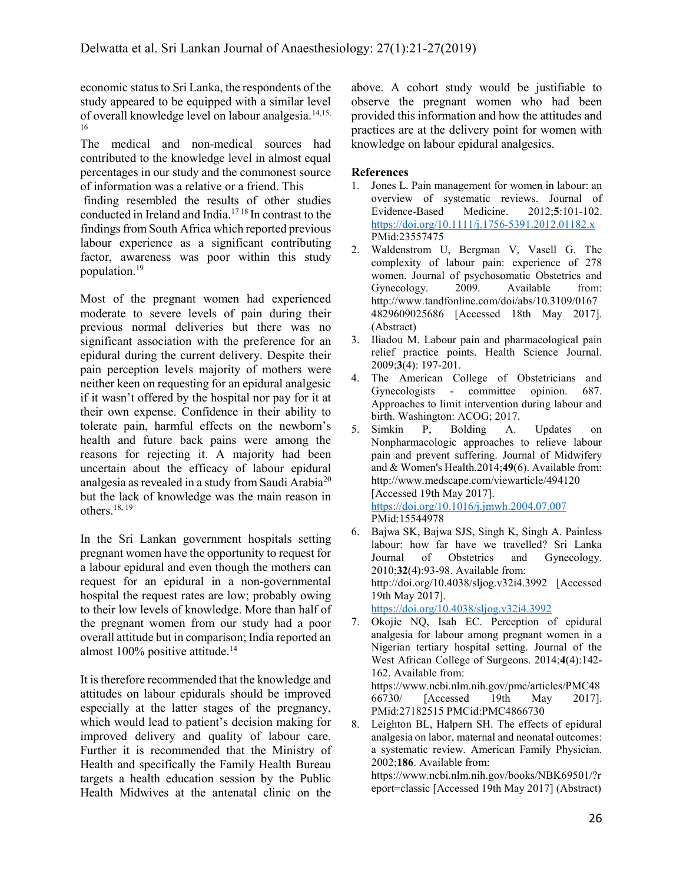economic status to Sri Lanka, the respondents of the study appeared to be equipped with a similar level of overall knowledge level on labour analgesia.[14,15,16]

The medical and non-medical sources had contributed to the knowledge level in almost equal percentages in our study and the commonest source of information was a relative or a friend. This finding resembled the results of other studies conducted in Ireland and India.[17 18] In contrast to the findings from South Africa which reported previous labour experience as a significant contributing factor, awareness was poor within this study population.[19]

Most of the pregnant women had experienced moderate to severe levels of pain during their previous normal deliveries but there was no significant association with the preference for an epidural during the current delivery. Despite their pain perception levels majority of mothers were neither keen on requesting for an epidural analgesic if it wasn't offered by the hospital nor pay for it at their own expense. Confidence in their ability to tolerate pain, harmful effects on the newborn's health and future back pains were among the reasons for rejecting it. A majority had been uncertain about the efficacy of labour epidural analgesia as revealed in a study from Saudi Arabia[20] but the lack of knowledge was the main reason in others.[18, 19]

In the Sri Lankan government hospitals setting pregnant women have the opportunity to request for a labour epidural and even though the mothers can request for an epidural in a non-governmental hospital the request rates are low; probably owing to their low levels of knowledge. More than half of the pregnant women from our study had a poor overall attitude but in comparison; India reported an almost 100% positive attitude.[14]

It is therefore recommended that the knowledge and attitudes on labour epidurals should be improved especially at the latter stages of the pregnancy, which would lead to patient's decision making for improved delivery and quality of labour care. Further it is recommended that the Ministry of Health and specifically the Family Health Bureau targets a health education session by the Public Health Midwives at the antenatal clinic on the above. A cohort study would be justifiable to observe the pregnant women who had been provided this information and how the attitudes and practices are at the delivery point for women with knowledge on labour epidural analgesics.

## References

1. Jones L. Pain management for women in labour: an overview of systematic reviews. Journal of Evidence-Based Medicine. 2012;**5**:101-102. https://doi.org/10.1111/j.1756-5391.2012.01182.x PMid:23557475
2. Waldenstrom U, Bergman V, Vasell G. The complexity of labour pain: experience of 278 women. Journal of psychosomatic Obstetrics and Gynecology. 2009. Available from: http://www.tandfonline.com/doi/abs/10.3109/01674829609025686 [Accessed 18th May 2017]. (Abstract)
3. Iliadou M. Labour pain and pharmacological pain relief practice points. Health Science Journal. 2009;**3**(4): 197-201.
4. The American College of Obstetricians and Gynecologists - committee opinion. 687. Approaches to limit intervention during labour and birth. Washington: ACOG; 2017.
5. Simkin P, Bolding A. Updates on Nonpharmacologic approaches to relieve labour pain and prevent suffering. Journal of Midwifery and & Women's Health.2014;**49**(6). Available from: http://www.medscape.com/viewarticle/494120 [Accessed 19th May 2017]. https://doi.org/10.1016/j.jmwh.2004.07.007 PMid:15544978
6. Bajwa SK, Bajwa SJS, Singh K, Singh A. Painless labour: how far have we travelled? Sri Lanka Journal of Obstetrics and Gynecology. 2010;**32**(4):93-98. Available from: http://doi.org/10.4038/sljog.v32i4.3992 [Accessed 19th May 2017]. https://doi.org/10.4038/sljog.v32i4.3992
7. Okojie NQ, Isah EC. Perception of epidural analgesia for labour among pregnant women in a Nigerian tertiary hospital setting. Journal of the West African College of Surgeons. 2014;**4**(4):142-162. Available from: https://www.ncbi.nlm.nih.gov/pmc/articles/PMC4866730/ [Accessed 19th May 2017]. PMid:27182515 PMCid:PMC4866730
8. Leighton BL, Halpern SH. The effects of epidural analgesia on labor, maternal and neonatal outcomes: a systematic review. American Family Physician. 2002;**186**. Available from: https://www.ncbi.nlm.nih.gov/books/NBK69501/?report=classic [Accessed 19th May 2017] (Abstract)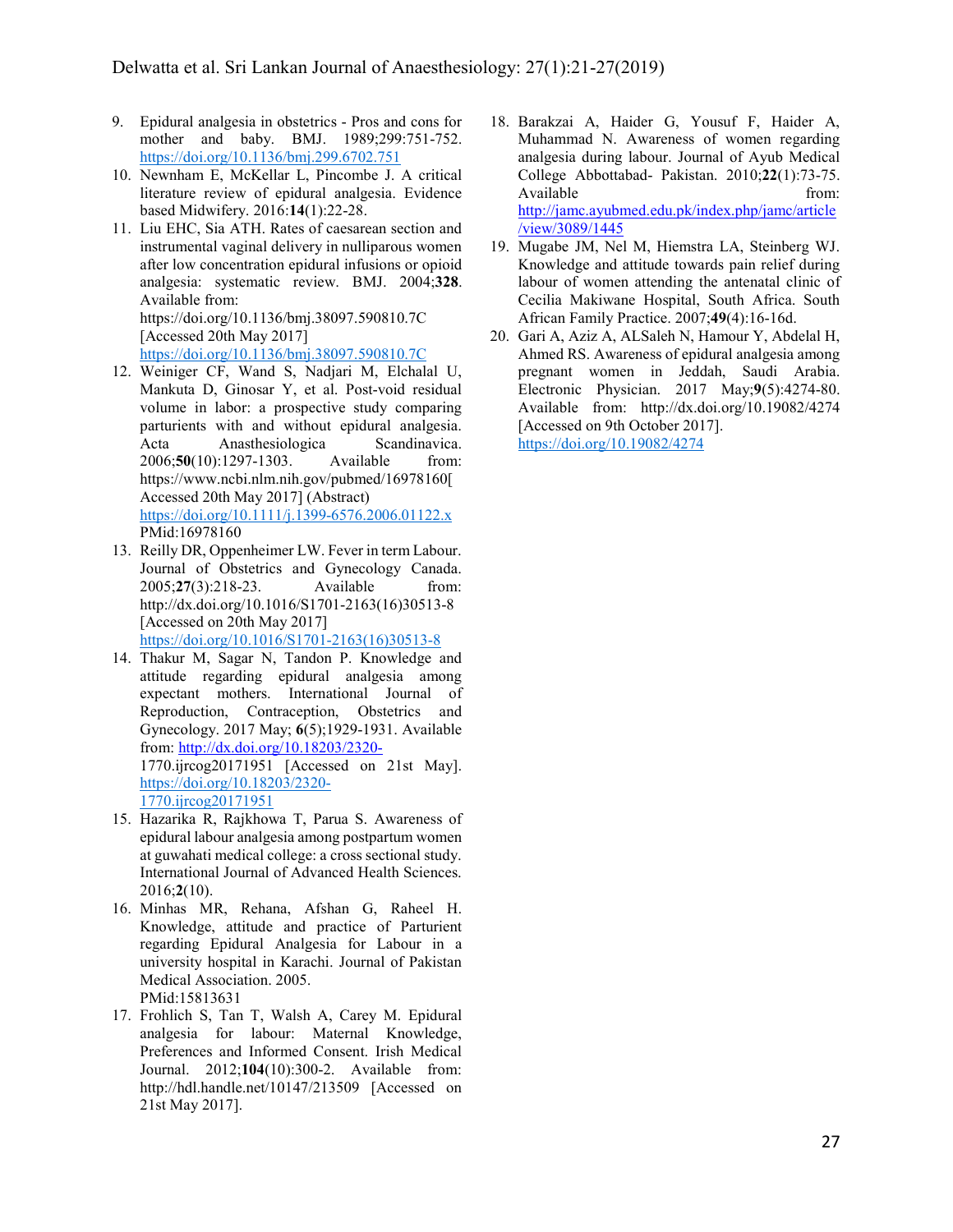9. Epidural analgesia in obstetrics - Pros and cons for mother and baby. BMJ. 1989;299:751-752. https://doi.org/10.1136/bmj.299.6702.751
10. Newnham E, McKellar L, Pincombe J. A critical literature review of epidural analgesia. Evidence based Midwifery. 2016:**14**(1):22-28.
11. Liu EHC, Sia ATH. Rates of caesarean section and instrumental vaginal delivery in nulliparous women after low concentration epidural infusions or opioid analgesia: systematic review. BMJ. 2004;**328**. Available from: https://doi.org/10.1136/bmj.38097.590810.7C [Accessed 20th May 2017] https://doi.org/10.1136/bmj.38097.590810.7C
12. Weiniger CF, Wand S, Nadjari M, Elchalal U, Mankuta D, Ginosar Y, et al. Post-void residual volume in labor: a prospective study comparing parturients with and without epidural analgesia. Acta Anasthesiologica Scandinavica. 2006;**50**(10):1297-1303. Available from: https://www.ncbi.nlm.nih.gov/pubmed/16978160[ Accessed 20th May 2017] (Abstract) https://doi.org/10.1111/j.1399-6576.2006.01122.x PMid:16978160
13. Reilly DR, Oppenheimer LW. Fever in term Labour. Journal of Obstetrics and Gynecology Canada. 2005;**27**(3):218-23. Available from: http://dx.doi.org/10.1016/S1701-2163(16)30513-8 [Accessed on 20th May 2017] https://doi.org/10.1016/S1701-2163(16)30513-8
14. Thakur M, Sagar N, Tandon P. Knowledge and attitude regarding epidural analgesia among expectant mothers. International Journal of Reproduction, Contraception, Obstetrics and Gynecology. 2017 May; **6**(5);1929-1931. Available from: http://dx.doi.org/10.18203/2320-1770.ijrcog20171951 [Accessed on 21st May]. https://doi.org/10.18203/2320-1770.ijrcog20171951
15. Hazarika R, Rajkhowa T, Parua S. Awareness of epidural labour analgesia among postpartum women at guwahati medical college: a cross sectional study. International Journal of Advanced Health Sciences. 2016;**2**(10).
16. Minhas MR, Rehana, Afshan G, Raheel H. Knowledge, attitude and practice of Parturient regarding Epidural Analgesia for Labour in a university hospital in Karachi. Journal of Pakistan Medical Association. 2005. PMid:15813631
17. Frohlich S, Tan T, Walsh A, Carey M. Epidural analgesia for labour: Maternal Knowledge, Preferences and Informed Consent. Irish Medical Journal. 2012;**104**(10):300-2. Available from: http://hdl.handle.net/10147/213509 [Accessed on 21st May 2017].
18. Barakzai A, Haider G, Yousuf F, Haider A, Muhammad N. Awareness of women regarding analgesia during labour. Journal of Ayub Medical College Abbottabad- Pakistan. 2010;**22**(1):73-75. Available from: http://jamc.ayubmed.edu.pk/index.php/jamc/article/view/3089/1445
19. Mugabe JM, Nel M, Hiemstra LA, Steinberg WJ. Knowledge and attitude towards pain relief during labour of women attending the antenatal clinic of Cecilia Makiwane Hospital, South Africa. South African Family Practice. 2007;**49**(4):16-16d.
20. Gari A, Aziz A, ALSaleh N, Hamour Y, Abdelal H, Ahmed RS. Awareness of epidural analgesia among pregnant women in Jeddah, Saudi Arabia. Electronic Physician. 2017 May;**9**(5):4274-80. Available from: http://dx.doi.org/10.19082/4274 [Accessed on 9th October 2017]. https://doi.org/10.19082/4274